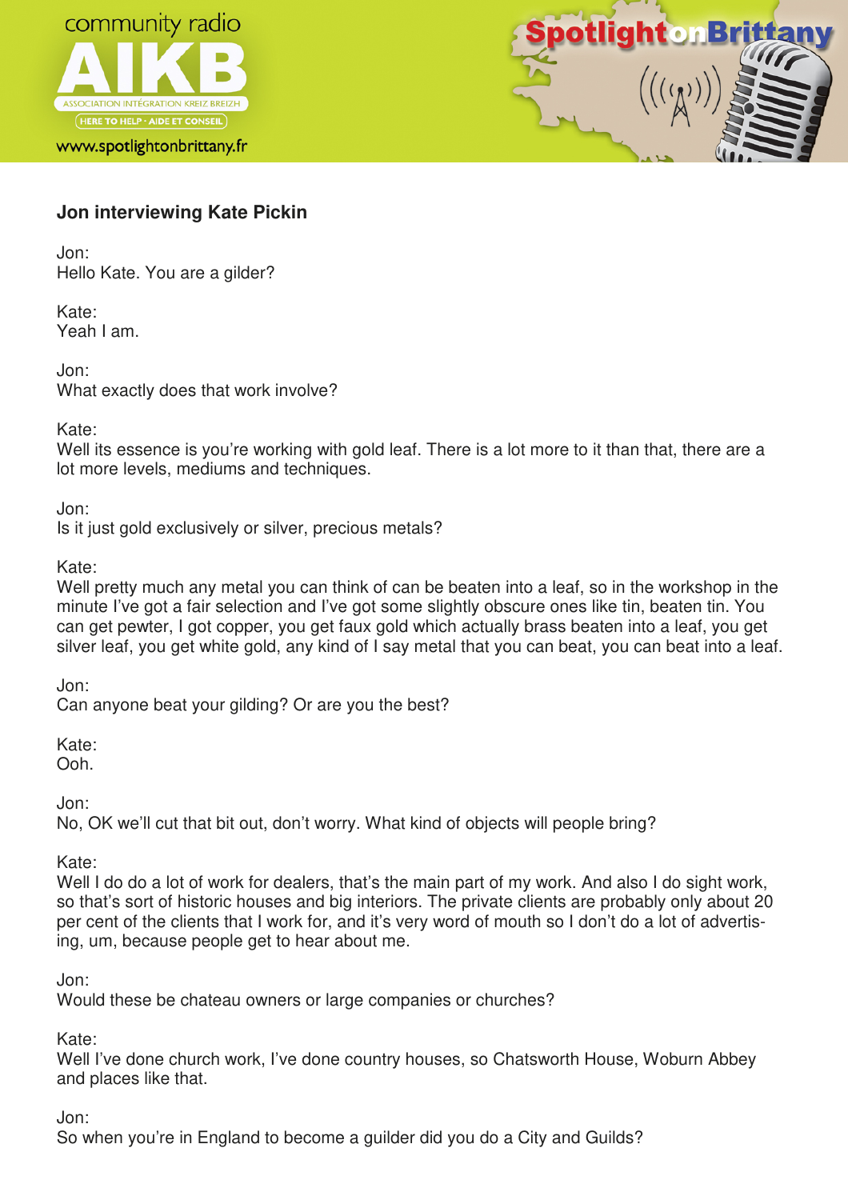**Jon interviewing Kate Pickin**

Jon:
Hello Kate. You are a gilder?

Kate:
Yeah I am.

Jon:
What exactly does that work involve?

Kate:
Well its essence is you're working with gold leaf. There is a lot more to it than that, there are a lot more levels, mediums and techniques.

Jon:
Is it just gold exclusively or silver, precious metals?

Kate:
Well pretty much any metal you can think of can be beaten into a leaf, so in the workshop in the minute I've got a fair selection and I've got some slightly obscure ones like tin, beaten tin. You can get pewter, I got copper, you get faux gold which actually brass beaten into a leaf, you get silver leaf, you get white gold, any kind of I say metal that you can beat, you can beat into a leaf.

Jon:
Can anyone beat your gilding? Or are you the best?

Kate:
Ooh.

Jon:
No, OK we'll cut that bit out, don't worry. What kind of objects will people bring?

Kate:
Well I do do a lot of work for dealers, that's the main part of my work. And also I do sight work, so that's sort of historic houses and big interiors. The private clients are probably only about 20 per cent of the clients that I work for, and it's very word of mouth so I don't do a lot of advertising, um, because people get to hear about me.

Jon:
Would these be chateau owners or large companies or churches?

Kate:
Well I've done church work, I've done country houses, so Chatsworth House, Woburn Abbey and places like that.

Jon:
So when you're in England to become a guilder did you do a City and Guilds?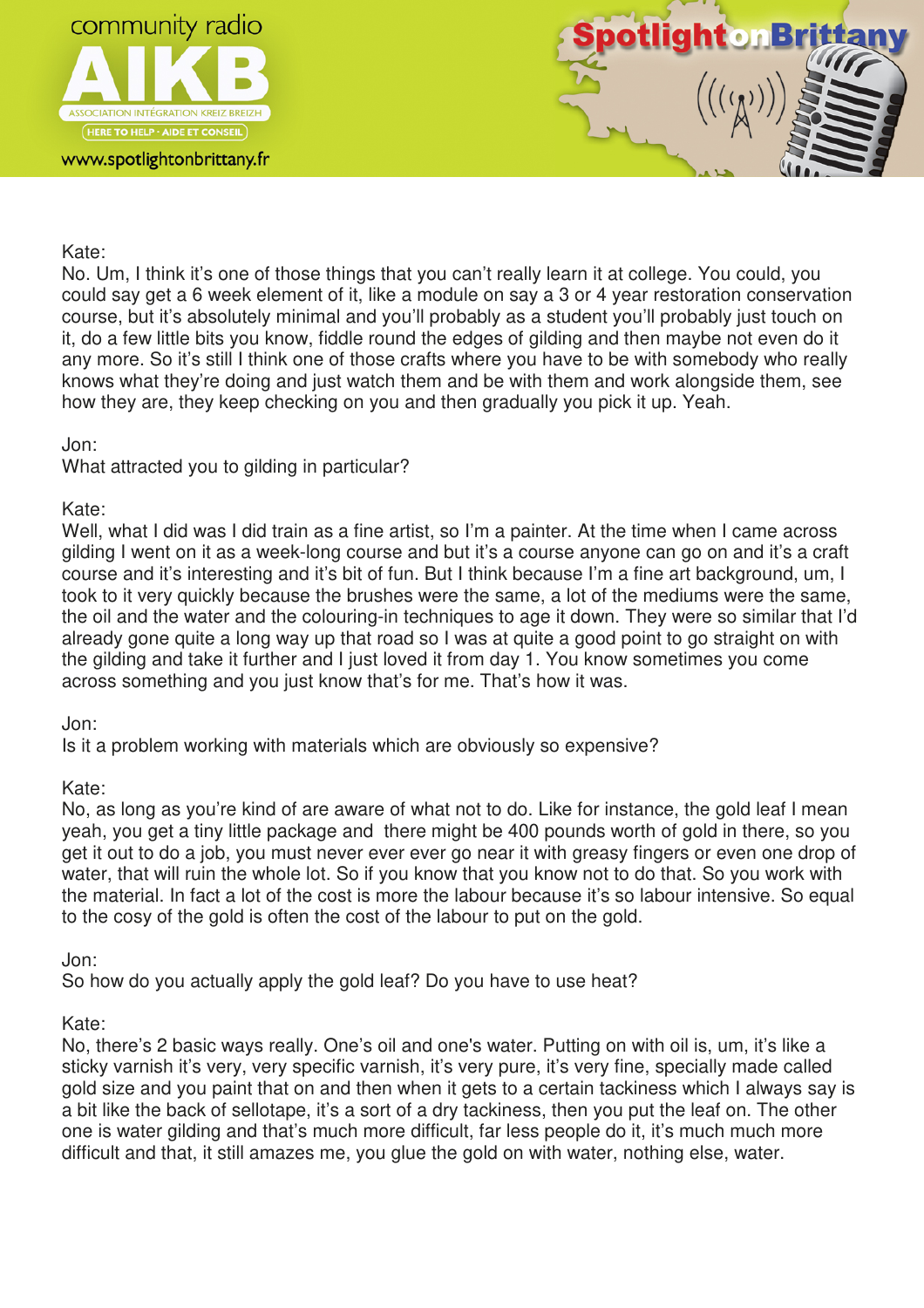Kate:
No. Um, I think it's one of those things that you can't really learn it at college. You could, you could say get a 6 week element of it, like a module on say a 3 or 4 year restoration conservation course, but it's absolutely minimal and you'll probably as a student you'll probably just touch on it, do a few little bits you know, fiddle round the edges of gilding and then maybe not even do it any more. So it's still I think one of those crafts where you have to be with somebody who really knows what they're doing and just watch them and be with them and work alongside them, see how they are, they keep checking on you and then gradually you pick it up. Yeah.

Jon:
What attracted you to gilding in particular?

Kate:
Well, what I did was I did train as a fine artist, so I'm a painter. At the time when I came across gilding I went on it as a week-long course and but it's a course anyone can go on and it's a craft course and it's interesting and it's bit of fun. But I think because I'm a fine art background, um, I took to it very quickly because the brushes were the same, a lot of the mediums were the same, the oil and the water and the colouring-in techniques to age it down. They were so similar that I'd already gone quite a long way up that road so I was at quite a good point to go straight on with the gilding and take it further and I just loved it from day 1. You know sometimes you come across something and you just know that's for me. That's how it was.

Jon:
Is it a problem working with materials which are obviously so expensive?

Kate:
No, as long as you're kind of are aware of what not to do. Like for instance, the gold leaf I mean yeah, you get a tiny little package and there might be 400 pounds worth of gold in there, so you get it out to do a job, you must never ever ever go near it with greasy fingers or even one drop of water, that will ruin the whole lot. So if you know that you know not to do that. So you work with the material. In fact a lot of the cost is more the labour because it's so labour intensive. So equal to the cosy of the gold is often the cost of the labour to put on the gold.

Jon:
So how do you actually apply the gold leaf? Do you have to use heat?

Kate:
No, there's 2 basic ways really. One's oil and one's water. Putting on with oil is, um, it's like a sticky varnish it's very, very specific varnish, it's very pure, it's very fine, specially made called gold size and you paint that on and then when it gets to a certain tackiness which I always say is a bit like the back of sellotape, it's a sort of a dry tackiness, then you put the leaf on. The other one is water gilding and that's much more difficult, far less people do it, it's much much more difficult and that, it still amazes me, you glue the gold on with water, nothing else, water.